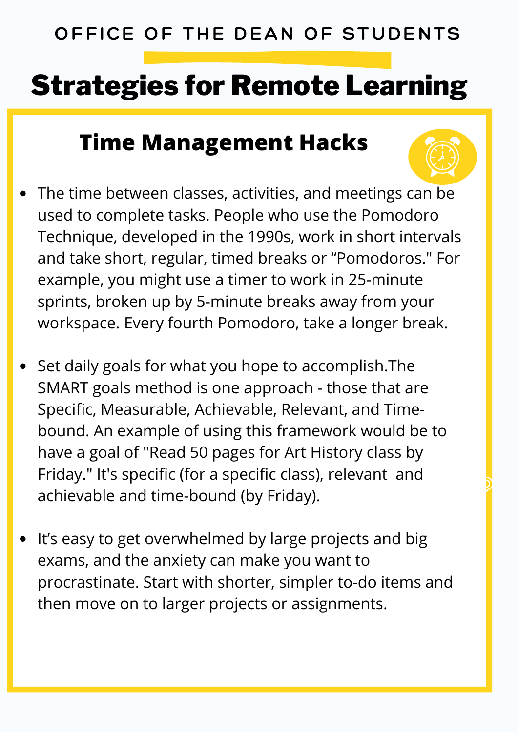OFFICE OF THE DEAN OF STUDENTS

# Strategies for Remote Learning

## Time Management Hacks

- The time between classes, activities, and meetings can be used to complete tasks. People who use the Pomodoro Technique, developed in the 1990s, work in short intervals and take short, regular, timed breaks or "Pomodoros." For example, you might use a timer to work in 25-minute sprints, broken up by 5-minute breaks away from your workspace. Every fourth Pomodoro, take a longer break.

- Set daily goals for what you hope to accomplish.The SMART goals method is one approach - those that are Specific, Measurable, Achievable, Relevant, and Time-bound. An example of using this framework would be to have a goal of "Read 50 pages for Art History class by Friday." It's specific (for a specific class), relevant and achievable and time-bound (by Friday).

- It's easy to get overwhelmed by large projects and big exams, and the anxiety can make you want to procrastinate. Start with shorter, simpler to-do items and then move on to larger projects or assignments.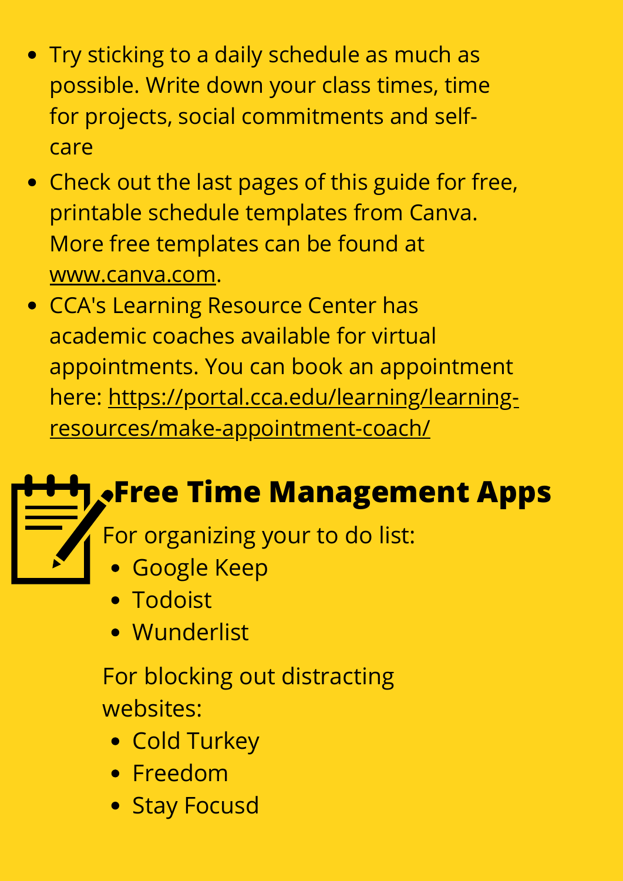- Try sticking to a daily schedule as much as possible. Write down your class times, time for projects, social commitments and self-care
- Check out the last pages of this guide for free, printable schedule templates from Canva. More free templates can be found at www.canva.com.
- CCA's Learning Resource Center has academic coaches available for virtual appointments. You can book an appointment here: https://portal.cca.edu/learning/learning-resources/make-appointment-coach/

## Free Time Management Apps

For organizing your to do list:

- Google Keep
- Todoist
- Wunderlist

For blocking out distracting websites:

- Cold Turkey
- Freedom
- Stay Focusd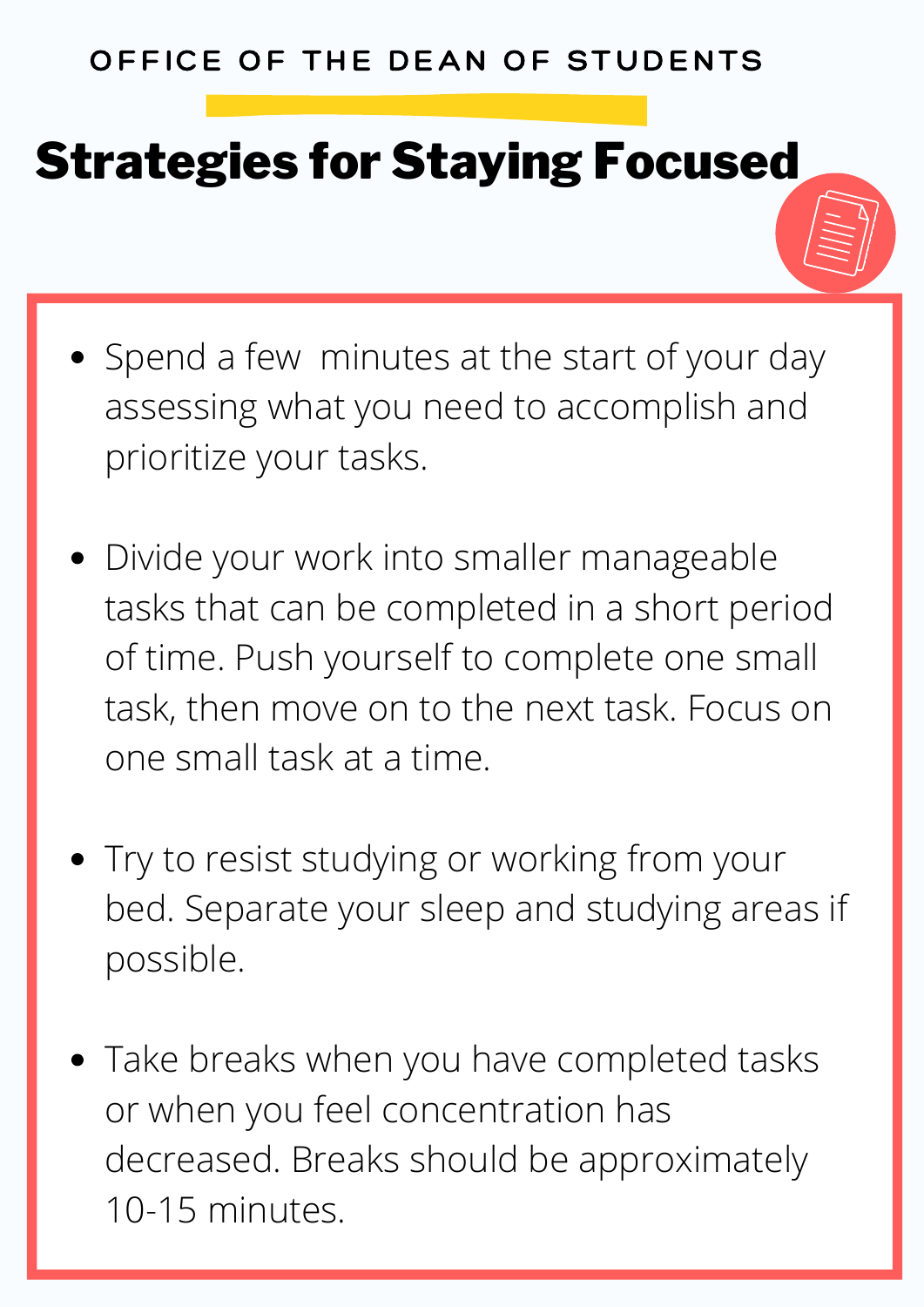OFFICE OF THE DEAN OF STUDENTS

# Strategies for Staying Focused

- Spend a few minutes at the start of your day assessing what you need to accomplish and prioritize your tasks.
- Divide your work into smaller manageable tasks that can be completed in a short period of time. Push yourself to complete one small task, then move on to the next task. Focus on one small task at a time.
- Try to resist studying or working from your bed. Separate your sleep and studying areas if possible.
- Take breaks when you have completed tasks or when you feel concentration has decreased. Breaks should be approximately 10-15 minutes.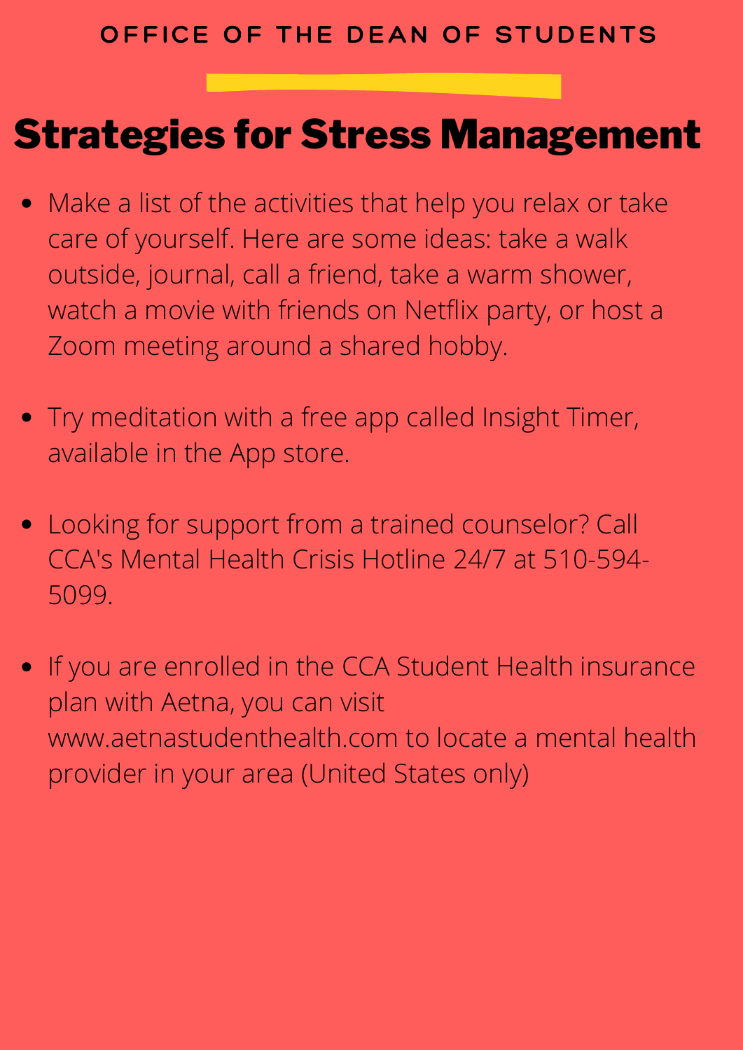OFFICE OF THE DEAN OF STUDENTS

# Strategies for Stress Management

- Make a list of the activities that help you relax or take care of yourself. Here are some ideas: take a walk outside, journal, call a friend, take a warm shower, watch a movie with friends on Netflix party, or host a Zoom meeting around a shared hobby.

- Try meditation with a free app called Insight Timer, available in the App store.

- Looking for support from a trained counselor? Call CCA's Mental Health Crisis Hotline 24/7 at 510-594-5099.

- If you are enrolled in the CCA Student Health insurance plan with Aetna, you can visit www.aetnastudenthealth.com to locate a mental health provider in your area (United States only)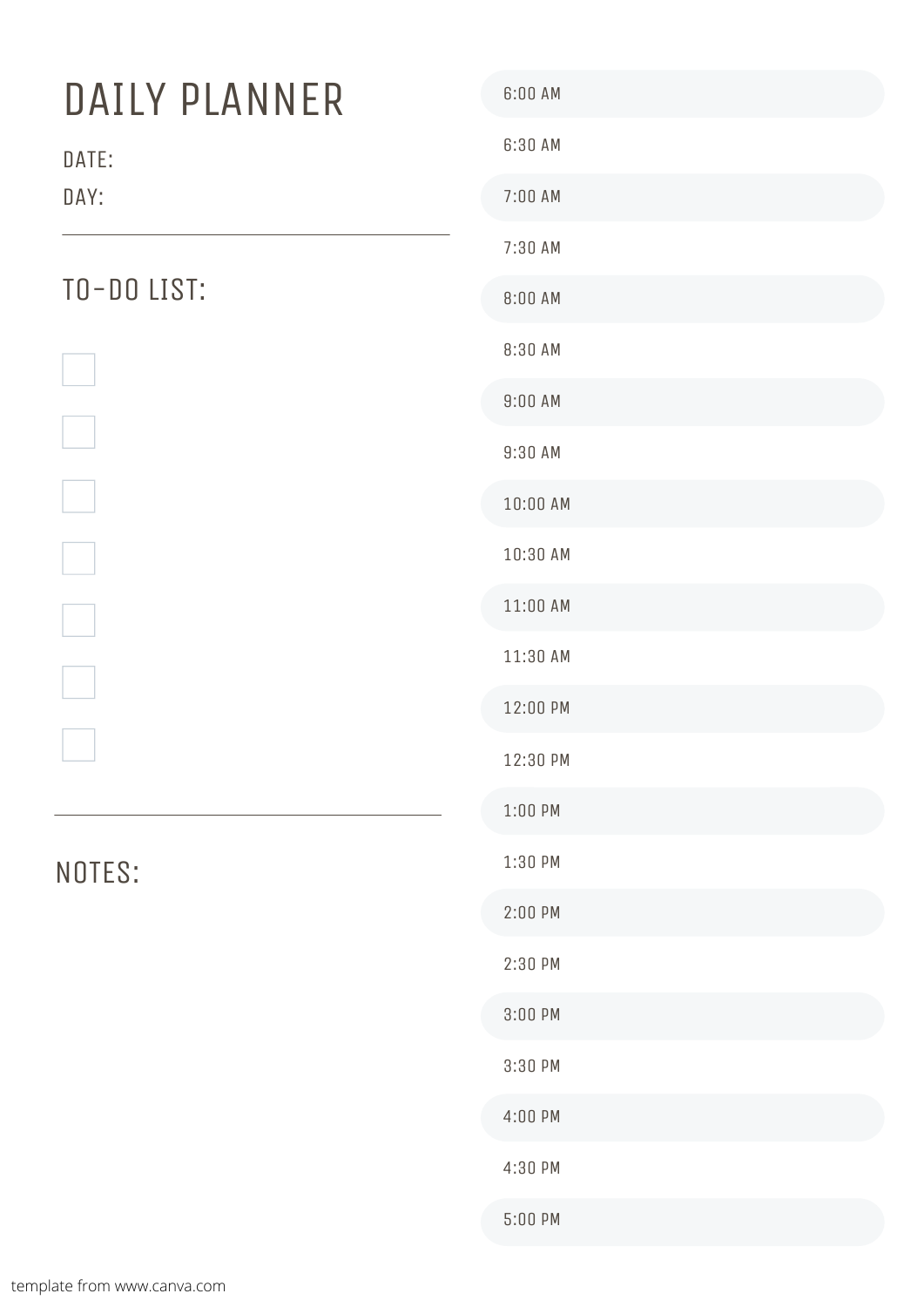# DAILY PLANNER

DATE:

DAY:

---

## TO-DO LIST:

- [ ] 
- [ ] 
- [ ] 
- [ ] 
- [ ] 
- [ ] 
- [ ] 

---

## NOTES:

| Time |
|---|
| 6:00 AM |
| 6:30 AM |
| 7:00 AM |
| 7:30 AM |
| 8:00 AM |
| 8:30 AM |
| 9:00 AM |
| 9:30 AM |
| 10:00 AM |
| 10:30 AM |
| 11:00 AM |
| 11:30 AM |
| 12:00 PM |
| 12:30 PM |
| 1:00 PM |
| 1:30 PM |
| 2:00 PM |
| 2:30 PM |
| 3:00 PM |
| 3:30 PM |
| 4:00 PM |
| 4:30 PM |
| 5:00 PM |

template from www.canva.com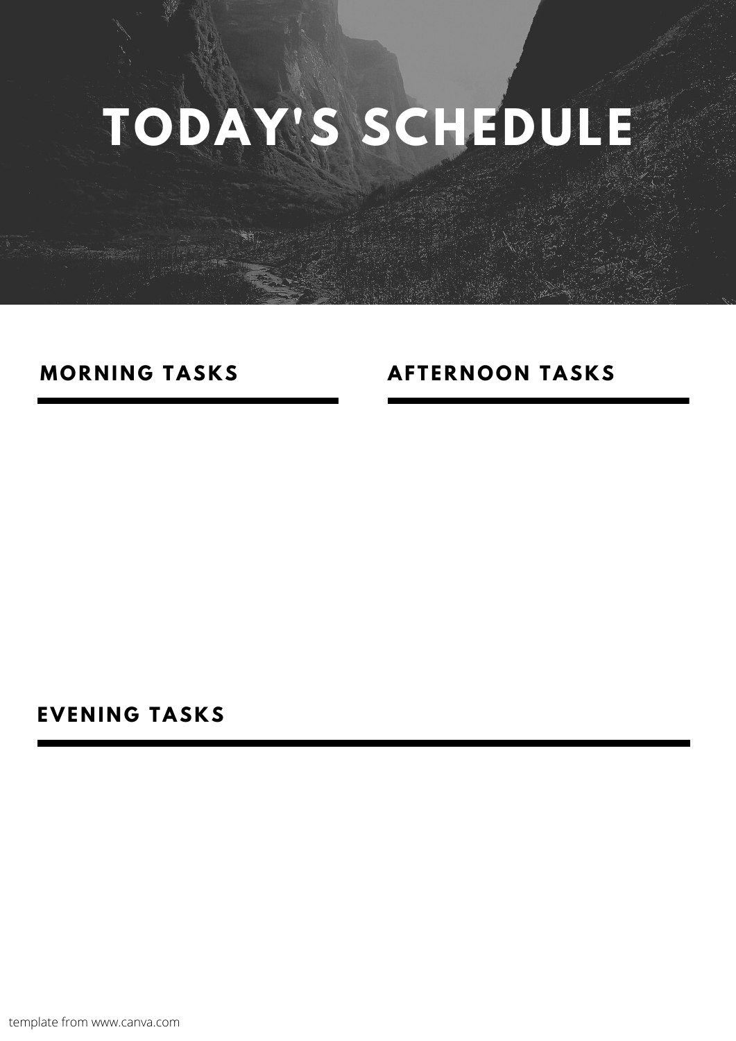# TODAY'S SCHEDULE

## MORNING TASKS

## AFTERNOON TASKS

## EVENING TASKS

template from www.canva.com